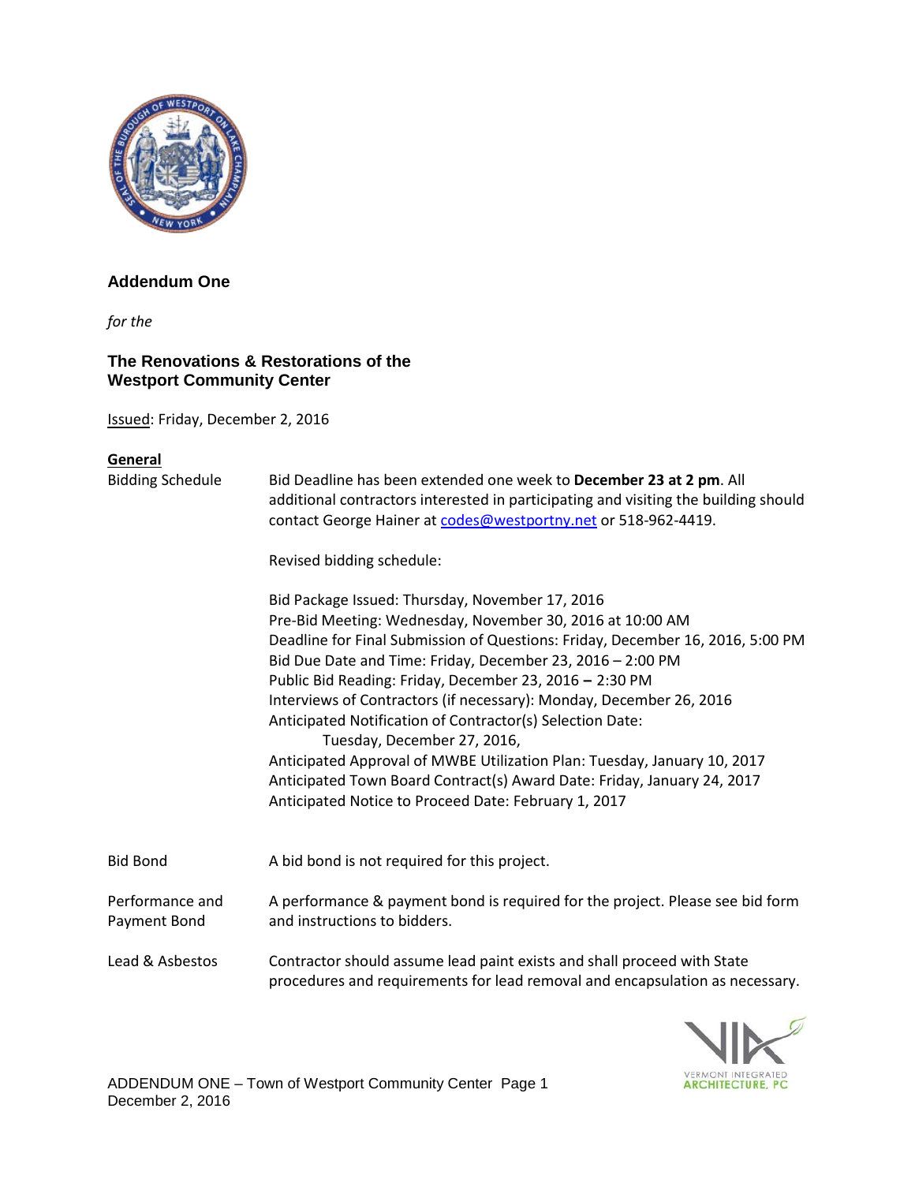## Addendum One

*for the*

### The Renovations & Restorations of the Westport Community Center

Issued: Friday, December 2, 2016

**General**

Bidding Schedule

Bid Deadline has been extended one week to **December 23 at 2 pm**. All additional contractors interested in participating and visiting the building should contact George Hainer at codes@westportny.net or 518-962-4419.

Revised bidding schedule:

Bid Package Issued: Thursday, November 17, 2016
Pre-Bid Meeting: Wednesday, November 30, 2016 at 10:00 AM
Deadline for Final Submission of Questions: Friday, December 16, 2016, 5:00 PM
Bid Due Date and Time: Friday, December 23, 2016 – 2:00 PM
Public Bid Reading: Friday, December 23, 2016 **–** 2:30 PM
Interviews of Contractors (if necessary): Monday, December 26, 2016
Anticipated Notification of Contractor(s) Selection Date:
Tuesday, December 27, 2016,
Anticipated Approval of MWBE Utilization Plan: Tuesday, January 10, 2017
Anticipated Town Board Contract(s) Award Date: Friday, January 24, 2017
Anticipated Notice to Proceed Date: February 1, 2017

Bid Bond

A bid bond is not required for this project.

Performance and Payment Bond

A performance & payment bond is required for the project. Please see bid form and instructions to bidders.

Lead & Asbestos

Contractor should assume lead paint exists and shall proceed with State procedures and requirements for lead removal and encapsulation as necessary.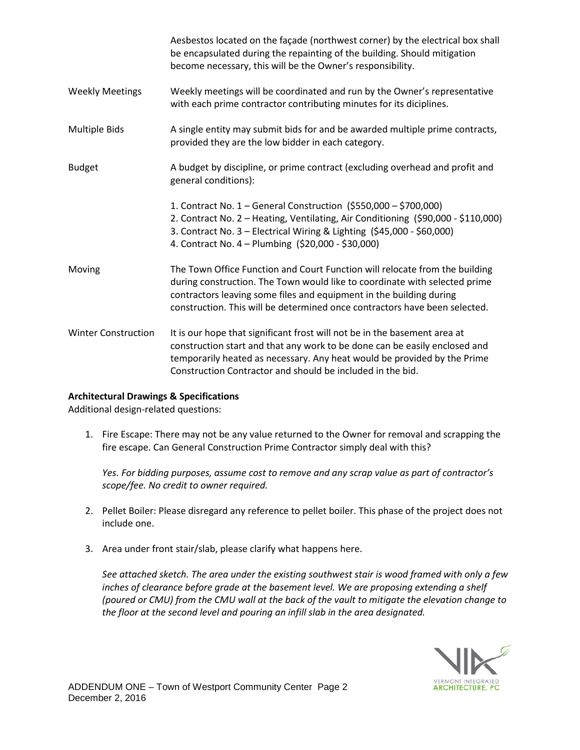| | |
|---|---|
| | Aesbestos located on the façade (northwest corner) by the electrical box shall be encapsulated during the repainting of the building. Should mitigation become necessary, this will be the Owner's responsibility. |
| Weekly Meetings | Weekly meetings will be coordinated and run by the Owner's representative with each prime contractor contributing minutes for its diciplines. |
| Multiple Bids | A single entity may submit bids for and be awarded multiple prime contracts, provided they are the low bidder in each category. |
| Budget | A budget by discipline, or prime contract (excluding overhead and profit and general conditions):<br><br>1. Contract No. 1 – General Construction ($550,000 – $700,000)<br>2. Contract No. 2 – Heating, Ventilating, Air Conditioning ($90,000 - $110,000)<br>3. Contract No. 3 – Electrical Wiring & Lighting ($45,000 - $60,000)<br>4. Contract No. 4 – Plumbing ($20,000 - $30,000) |
| Moving | The Town Office Function and Court Function will relocate from the building during construction. The Town would like to coordinate with selected prime contractors leaving some files and equipment in the building during construction. This will be determined once contractors have been selected. |
| Winter Construction | It is our hope that significant frost will not be in the basement area at construction start and that any work to be done can be easily enclosed and temporarily heated as necessary. Any heat would be provided by the Prime Construction Contractor and should be included in the bid. |

**Architectural Drawings & Specifications**

Additional design-related questions:

1. Fire Escape: There may not be any value returned to the Owner for removal and scrapping the fire escape. Can General Construction Prime Contractor simply deal with this?

   *Yes. For bidding purposes, assume cost to remove and any scrap value as part of contractor's scope/fee. No credit to owner required.*

2. Pellet Boiler: Please disregard any reference to pellet boiler. This phase of the project does not include one.

3. Area under front stair/slab, please clarify what happens here.

   *See attached sketch. The area under the existing southwest stair is wood framed with only a few inches of clearance before grade at the basement level. We are proposing extending a shelf (poured or CMU) from the CMU wall at the back of the vault to mitigate the elevation change to the floor at the second level and pouring an infill slab in the area designated.*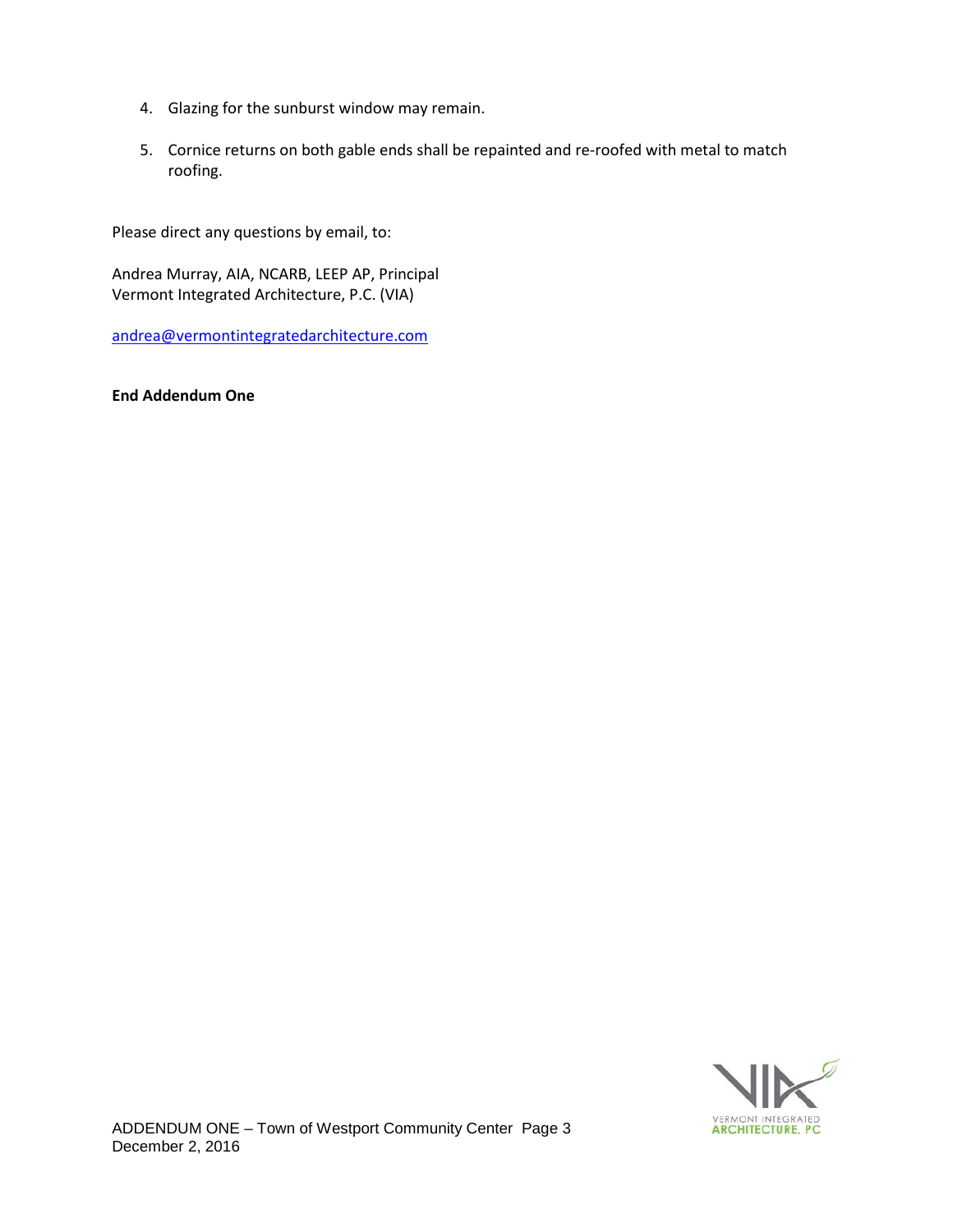4. Glazing for the sunburst window may remain.

5. Cornice returns on both gable ends shall be repainted and re-roofed with metal to match roofing.

Please direct any questions by email, to:

Andrea Murray, AIA, NCARB, LEEP AP, Principal
Vermont Integrated Architecture, P.C. (VIA)

andrea@vermontintegratedarchitecture.com

**End Addendum One**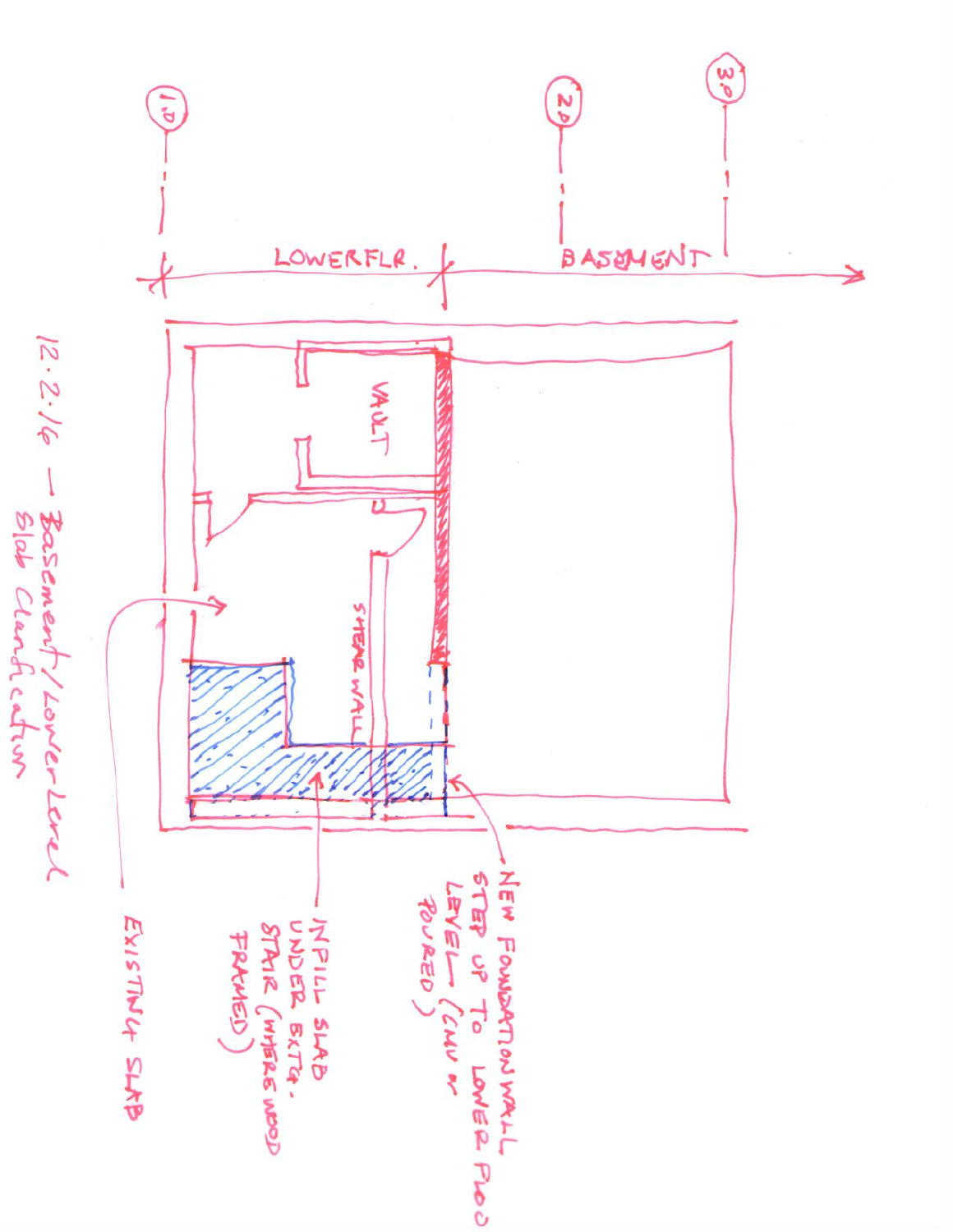1.0

2.0

3.0

LOWERFLR.

BASEMENT

VAULT

SHEAR WALL

12.2.16 – Basement/Lower Level Slab Clarification

EXISTING SLAB

INFILL SLAB UNDER EXTG. STAIR (WHERE WOOD FRAMED)

NEW FOUNDATION WALL STEP UP TO LOWER FLOOR LEVEL (CMU or POURED)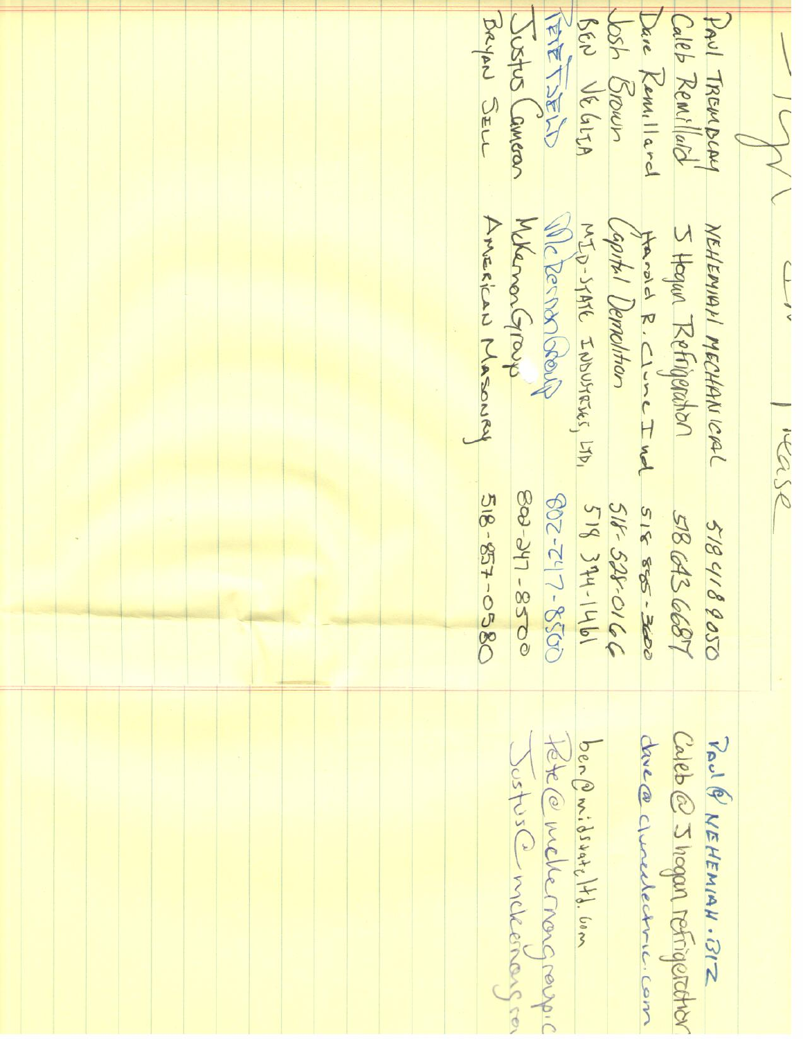Sign In Please

| | | | |
|---|---|---|---|
| Paul Tremblay | Nehemiah Mechanical | 518 418 9050 | Paul@Nehemiah.312 |
| Caleb Remillard | J Hogan Refrigeration | 518 643 6687 | Caleb@Jhogan refrigeration |
| Dave Remillard | Harold R. Clune Ind | 518 885-3600 | dave@cluneelectric.com |
| Josh Brown | Capital Demolition | 518-528-0166 | |
| Ben Veglia | Mid-State Industries, Ltd. | 518 374-1461 | ben@midstateltd.com |
| Pete Tiefield | McKernon Group | 802-247-8500 | Pete@mckernongroup.c |
| Justus Cameron | McKernon Group | 802-247-8500 | Justus@mckernongro |
| Bryan Sell | American Masonry | 518-857-0580 | |